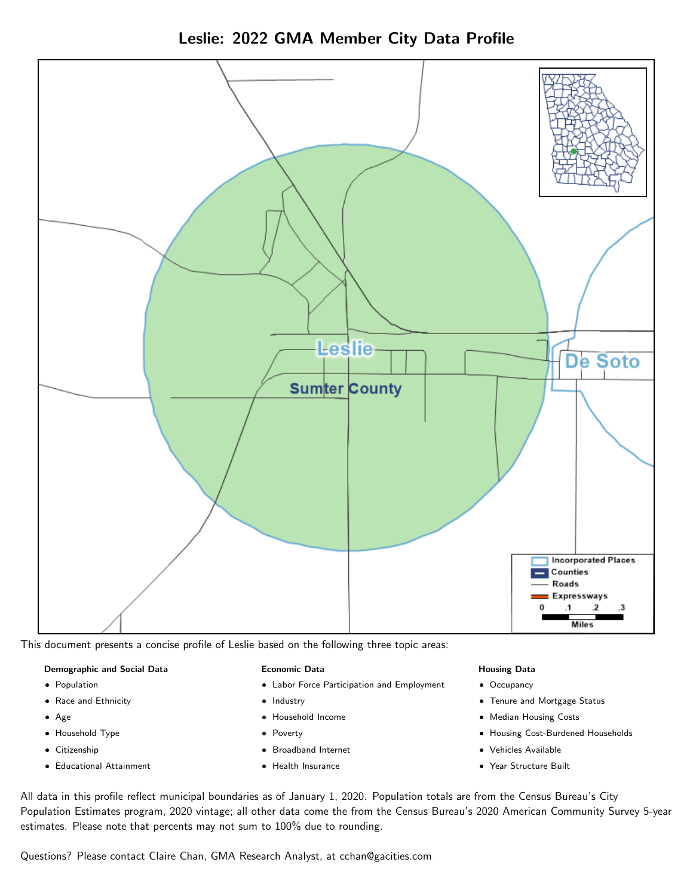# Leslie: 2022 GMA Member City Data Profile

This document presents a concise profile of Leslie based on the following three topic areas:

**Demographic and Social Data**

- Population
- Race and Ethnicity
- Age
- Household Type
- Citizenship
- Educational Attainment

**Economic Data**

- Labor Force Participation and Employment
- Industry
- Household Income
- Poverty
- Broadband Internet
- Health Insurance

**Housing Data**

- Occupancy
- Tenure and Mortgage Status
- Median Housing Costs
- Housing Cost-Burdened Households
- Vehicles Available
- Year Structure Built

All data in this profile reflect municipal boundaries as of January 1, 2020. Population totals are from the Census Bureau's City Population Estimates program, 2020 vintage; all other data come the from the Census Bureau's 2020 American Community Survey 5-year estimates. Please note that percents may not sum to 100% due to rounding.

Questions? Please contact Claire Chan, GMA Research Analyst, at cchan@gacities.com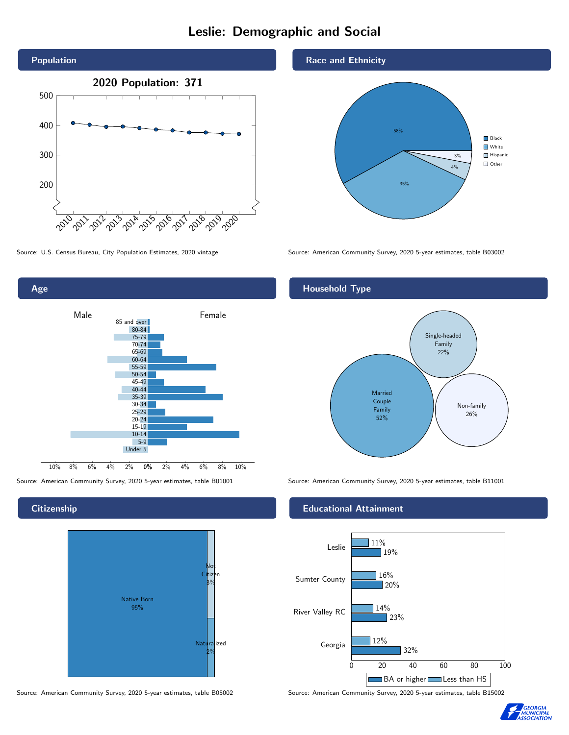# Leslie: Demographic and Social

## Population

**2020 Population: 371**

Source: U.S. Census Bureau, City Population Estimates, 2020 vintage

## Race and Ethnicity

| Group | Percent |
|---|---|
| Black | 58% |
| White | 35% |
| Hispanic | 4% |
| Other | 3% |

Source: American Community Survey, 2020 5-year estimates, table B03002

## Age

Source: American Community Survey, 2020 5-year estimates, table B01001

## Household Type

| Type | Percent |
|---|---|
| Married Couple Family | 52% |
| Single-headed Family | 22% |
| Non-family | 26% |

Source: American Community Survey, 2020 5-year estimates, table B11001

## Citizenship

| Status | Percent |
|---|---|
| Native Born | 95% |
| Not Citizen | 3% |
| Naturalized | 2% |

Source: American Community Survey, 2020 5-year estimates, table B05002

## Educational Attainment

| | Less than HS | BA or higher |
|---|---|---|
| Leslie | 11% | 19% |
| Sumter County | 16% | 20% |
| River Valley RC | 14% | 23% |
| Georgia | 12% | 32% |

Source: American Community Survey, 2020 5-year estimates, table B15002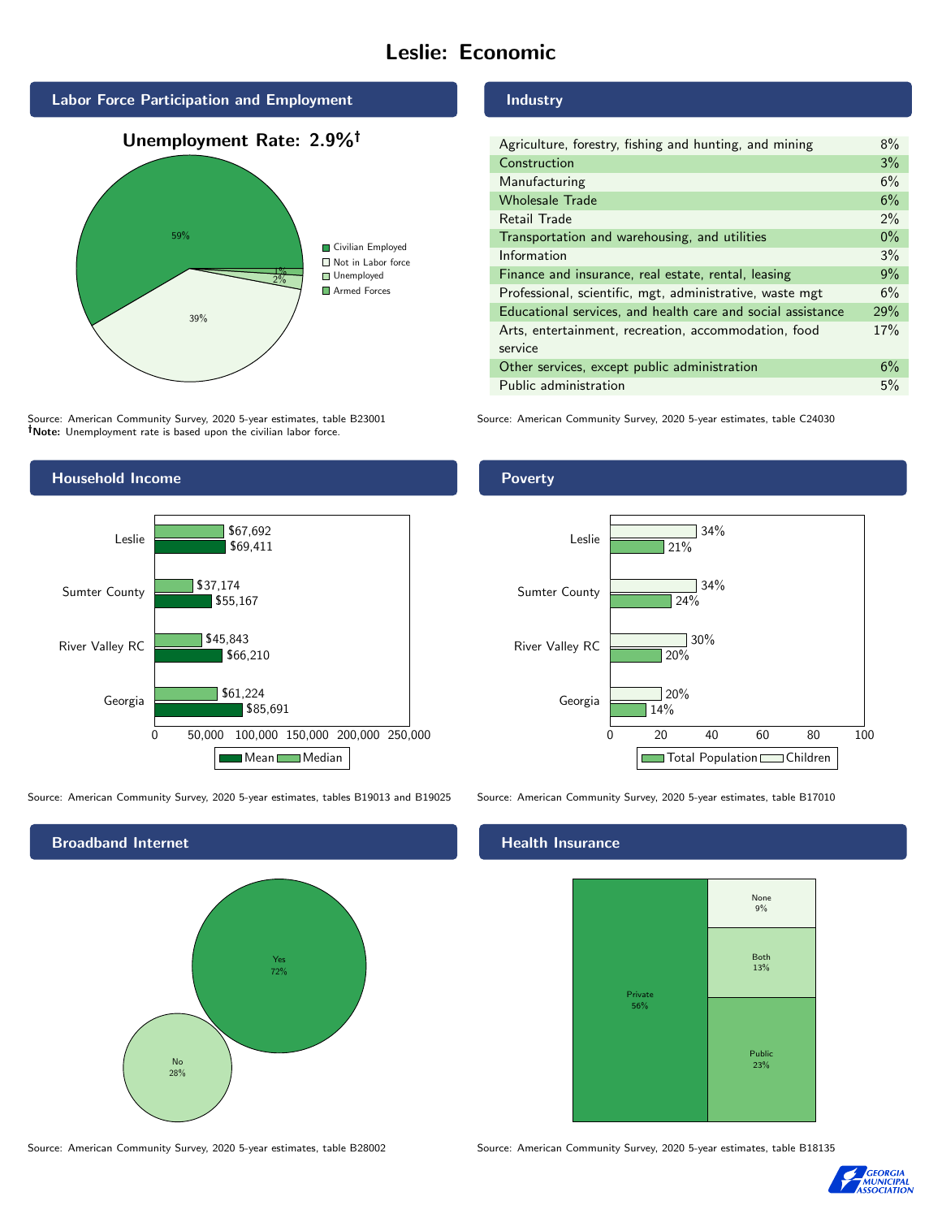# Leslie: Economic

## Labor Force Participation and Employment

**Unemployment Rate: 2.9%†**

| Category | Percent |
|---|---|
| Civilian Employed | 59% |
| Not in Labor force | 39% |
| Unemployed | 2% |
| Armed Forces | 1% |

Source: American Community Survey, 2020 5-year estimates, table B23001
**†Note:** Unemployment rate is based upon the civilian labor force.

## Industry

| Industry | Percent |
|---|---|
| Agriculture, forestry, fishing and hunting, and mining | 8% |
| Construction | 3% |
| Manufacturing | 6% |
| Wholesale Trade | 6% |
| Retail Trade | 2% |
| Transportation and warehousing, and utilities | 0% |
| Information | 3% |
| Finance and insurance, real estate, rental, leasing | 9% |
| Professional, scientific, mgt, administrative, waste mgt | 6% |
| Educational services, and health care and social assistance | 29% |
| Arts, entertainment, recreation, accommodation, food service | 17% |
| Other services, except public administration | 6% |
| Public administration | 5% |

Source: American Community Survey, 2020 5-year estimates, table C24030

## Household Income

| | Median | Mean |
|---|---|---|
| Leslie | $67,692 | $69,411 |
| Sumter County | $37,174 | $55,167 |
| River Valley RC | $45,843 | $66,210 |
| Georgia | $61,224 | $85,691 |

Source: American Community Survey, 2020 5-year estimates, tables B19013 and B19025

## Poverty

| | Children | Total Population |
|---|---|---|
| Leslie | 34% | 21% |
| Sumter County | 34% | 24% |
| River Valley RC | 30% | 20% |
| Georgia | 20% | 14% |

Source: American Community Survey, 2020 5-year estimates, table B17010

## Broadband Internet

| | Percent |
|---|---|
| Yes | 72% |
| No | 28% |

Source: American Community Survey, 2020 5-year estimates, table B28002

## Health Insurance

| | Percent |
|---|---|
| Private | 56% |
| Public | 23% |
| Both | 13% |
| None | 9% |

Source: American Community Survey, 2020 5-year estimates, table B18135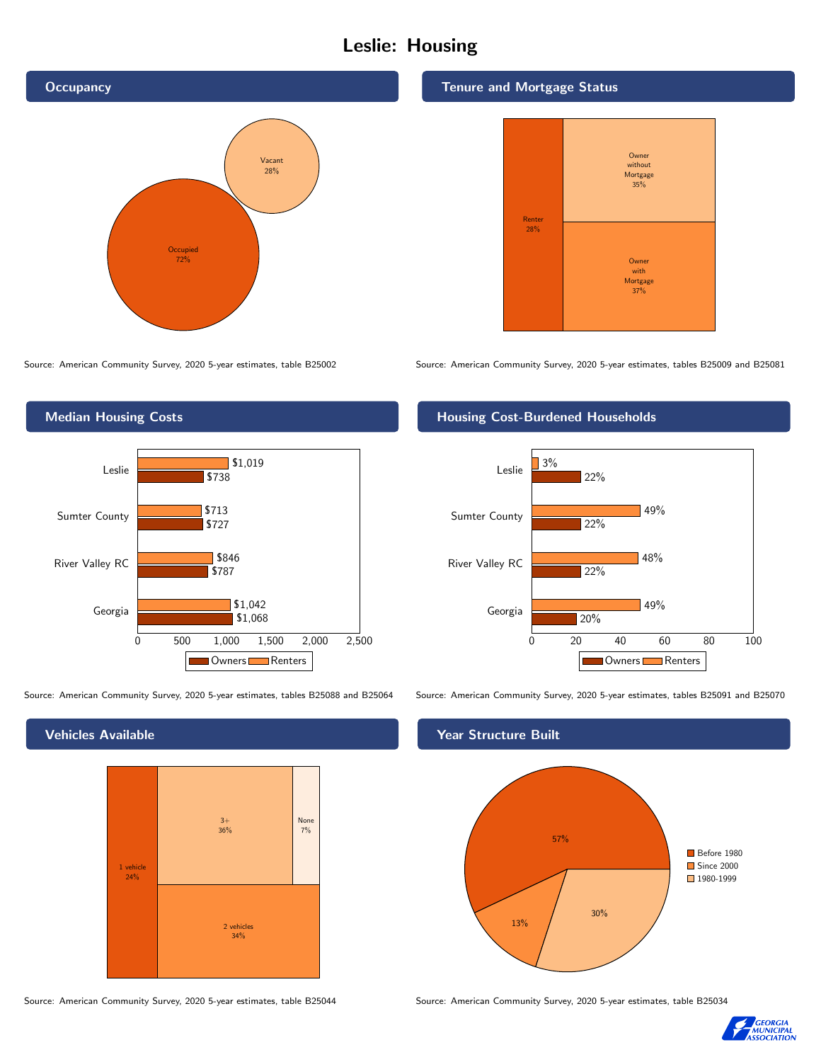# Leslie: Housing

## Occupancy

Vacant
28%

Occupied
72%

Source: American Community Survey, 2020 5-year estimates, table B25002

## Tenure and Mortgage Status

Renter
28%

Owner without Mortgage
35%

Owner with Mortgage
37%

Source: American Community Survey, 2020 5-year estimates, tables B25009 and B25081

## Median Housing Costs

Leslie
$1,019
$738

Sumter County
$713
$727

River Valley RC
$846
$787

Georgia
$1,042
$1,068

0 500 1,000 1,500 2,000 2,500

Owners Renters

Source: American Community Survey, 2020 5-year estimates, tables B25088 and B25064

## Housing Cost-Burdened Households

Leslie
3%
22%

Sumter County
49%
22%

River Valley RC
48%
22%

Georgia
49%
20%

0 20 40 60 80 100

Owners Renters

Source: American Community Survey, 2020 5-year estimates, tables B25091 and B25070

## Vehicles Available

1 vehicle
24%

3+
36%

None
7%

2 vehicles
34%

Source: American Community Survey, 2020 5-year estimates, table B25044

## Year Structure Built

57%

13%

30%

Before 1980
Since 2000
1980-1999

Source: American Community Survey, 2020 5-year estimates, table B25034